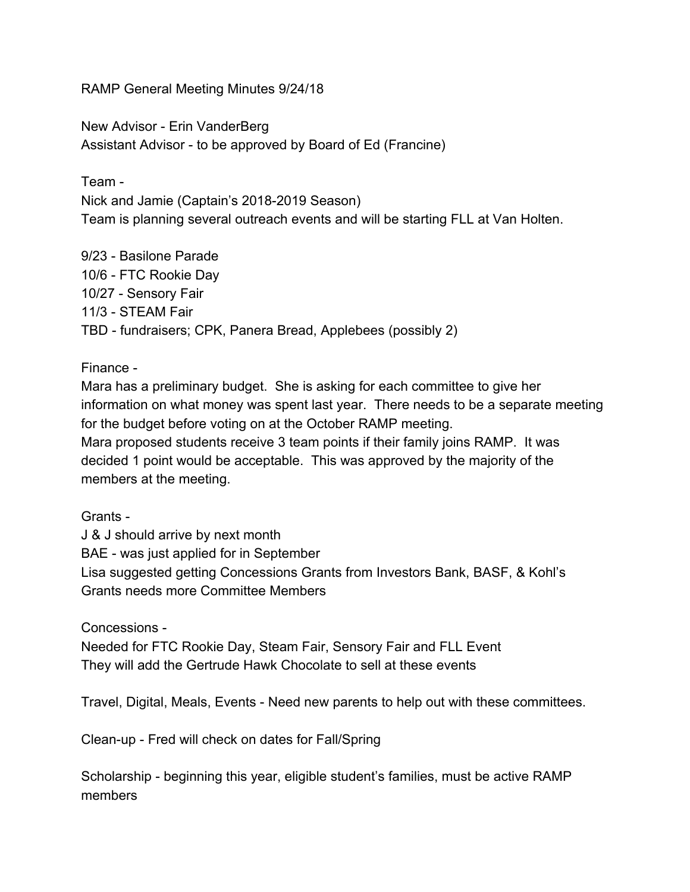RAMP General Meeting Minutes 9/24/18

New Advisor - Erin VanderBerg
Assistant Advisor - to be approved by Board of Ed (Francine)

Team -
Nick and Jamie (Captain's 2018-2019 Season)
Team is planning several outreach events and will be starting FLL at Van Holten.

9/23 - Basilone Parade
10/6 - FTC Rookie Day
10/27 - Sensory Fair
11/3 - STEAM Fair
TBD - fundraisers; CPK, Panera Bread, Applebees (possibly 2)

Finance -
Mara has a preliminary budget. She is asking for each committee to give her information on what money was spent last year. There needs to be a separate meeting for the budget before voting on at the October RAMP meeting.
Mara proposed students receive 3 team points if their family joins RAMP. It was decided 1 point would be acceptable. This was approved by the majority of the members at the meeting.

Grants -
J & J should arrive by next month
BAE - was just applied for in September
Lisa suggested getting Concessions Grants from Investors Bank, BASF, & Kohl's
Grants needs more Committee Members

Concessions -
Needed for FTC Rookie Day, Steam Fair, Sensory Fair and FLL Event
They will add the Gertrude Hawk Chocolate to sell at these events

Travel, Digital, Meals, Events - Need new parents to help out with these committees.

Clean-up - Fred will check on dates for Fall/Spring

Scholarship - beginning this year, eligible student's families, must be active RAMP members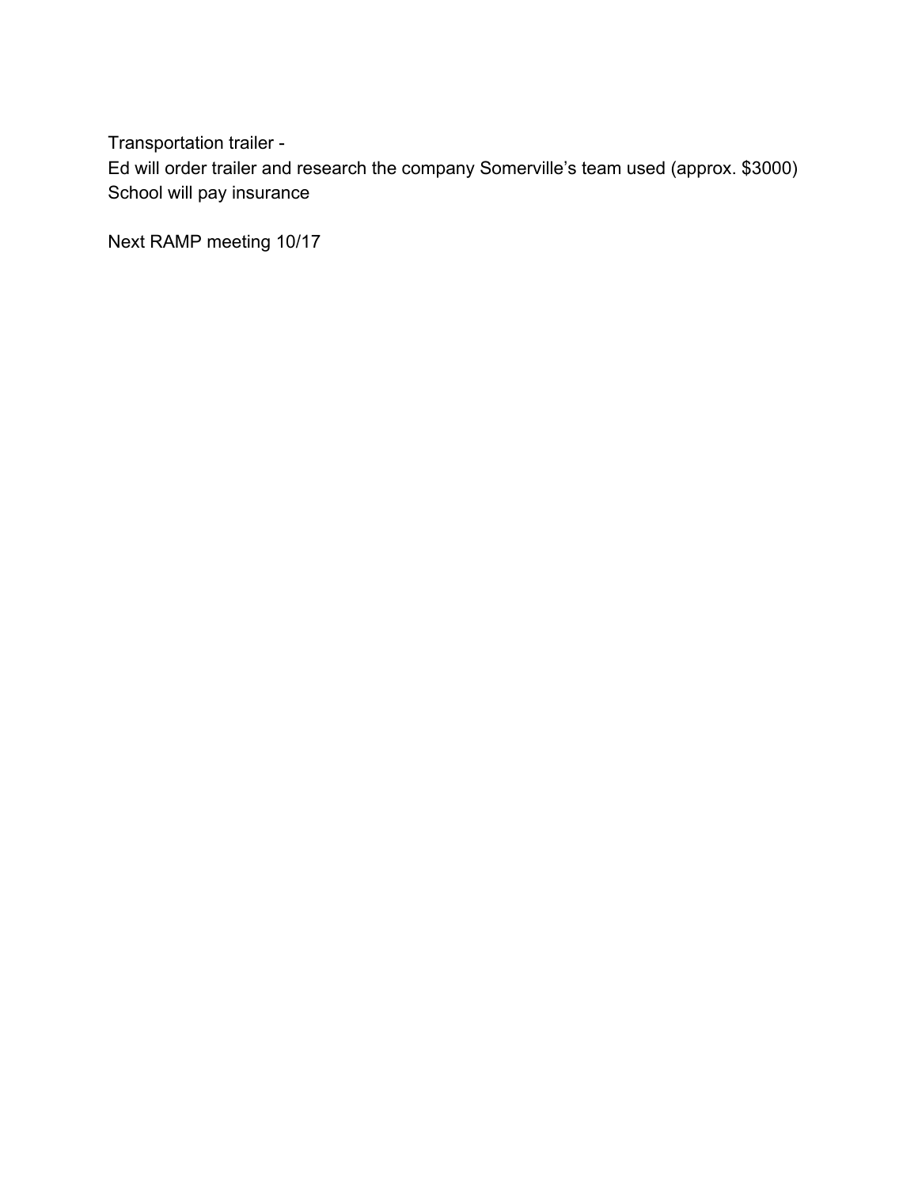Transportation trailer -
Ed will order trailer and research the company Somerville's team used (approx. $3000)
School will pay insurance

Next RAMP meeting 10/17